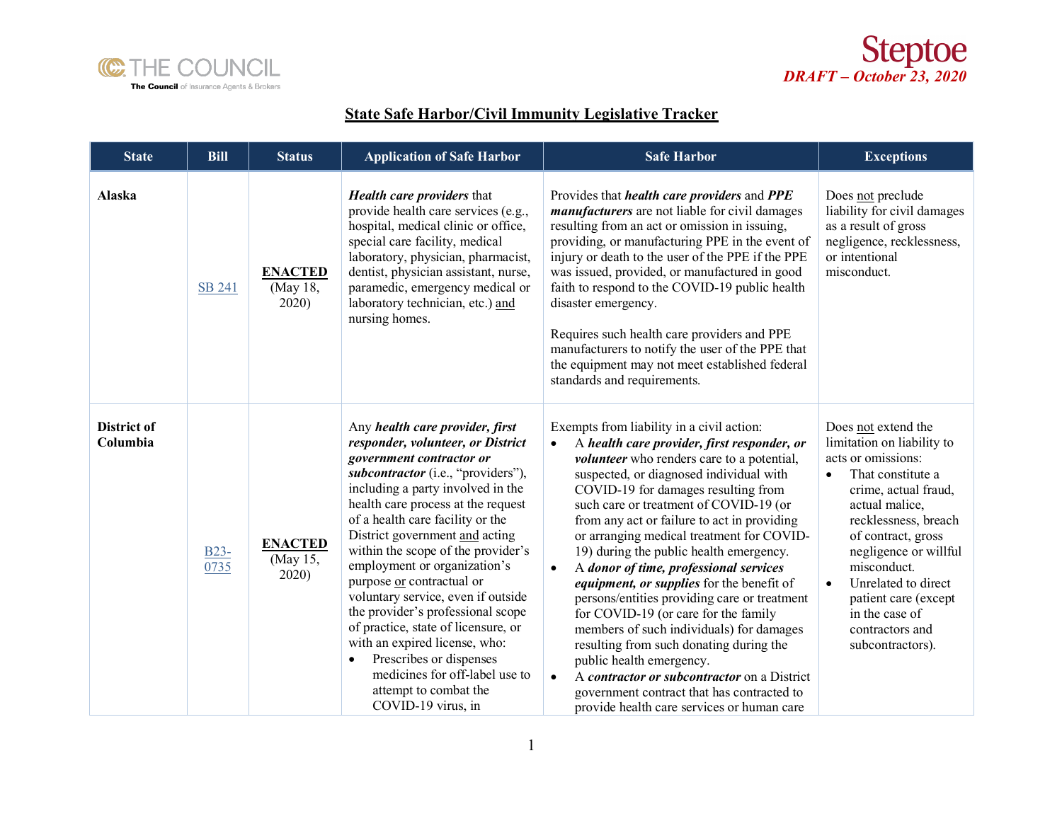THE COUNCIL
The Council of Insurance Agents & Brokers

Steptoe
*DRAFT – October 23, 2020*

## State Safe Harbor/Civil Immunity Legislative Tracker

| State | Bill | Status | Application of Safe Harbor | Safe Harbor | Exceptions |
|---|---|---|---|---|---|
| **Alaska** | SB 241 | **ENACTED** (May 18, 2020) | ***Health care providers*** that provide health care services (e.g., hospital, medical clinic or office, special care facility, medical laboratory, physician, pharmacist, dentist, physician assistant, nurse, paramedic, emergency medical or laboratory technician, etc.) and nursing homes. | Provides that ***health care providers*** and ***PPE manufacturers*** are not liable for civil damages resulting from an act or omission in issuing, providing, or manufacturing PPE in the event of injury or death to the user of the PPE if the PPE was issued, provided, or manufactured in good faith to respond to the COVID-19 public health disaster emergency.<br><br>Requires such health care providers and PPE manufacturers to notify the user of the PPE that the equipment may not meet established federal standards and requirements. | Does not preclude liability for civil damages as a result of gross negligence, recklessness, or intentional misconduct. |
| **District of Columbia** | B23-0735 | **ENACTED** (May 15, 2020) | Any ***health care provider, first responder, volunteer, or District government contractor or subcontractor*** (i.e., "providers"), including a party involved in the health care process at the request of a health care facility or the District government and acting within the scope of the provider's employment or organization's purpose or contractual or voluntary service, even if outside the provider's professional scope of practice, state of licensure, or with an expired license, who:<br>• Prescribes or dispenses medicines for off-label use to attempt to combat the COVID-19 virus, in | Exempts from liability in a civil action:<br>• A ***health care provider, first responder, or volunteer*** who renders care to a potential, suspected, or diagnosed individual with COVID-19 for damages resulting from such care or treatment of COVID-19 (or from any act or failure to act in providing or arranging medical treatment for COVID-19) during the public health emergency.<br>• A ***donor of time, professional services equipment, or supplies*** for the benefit of persons/entities providing care or treatment for COVID-19 (or care for the family members of such individuals) for damages resulting from such donating during the public health emergency.<br>• A ***contractor or subcontractor*** on a District government contract that has contracted to provide health care services or human care | Does not extend the limitation on liability to acts or omissions:<br>• That constitute a crime, actual fraud, actual malice, recklessness, breach of contract, gross negligence or willful misconduct.<br>• Unrelated to direct patient care (except in the case of contractors and subcontractors). |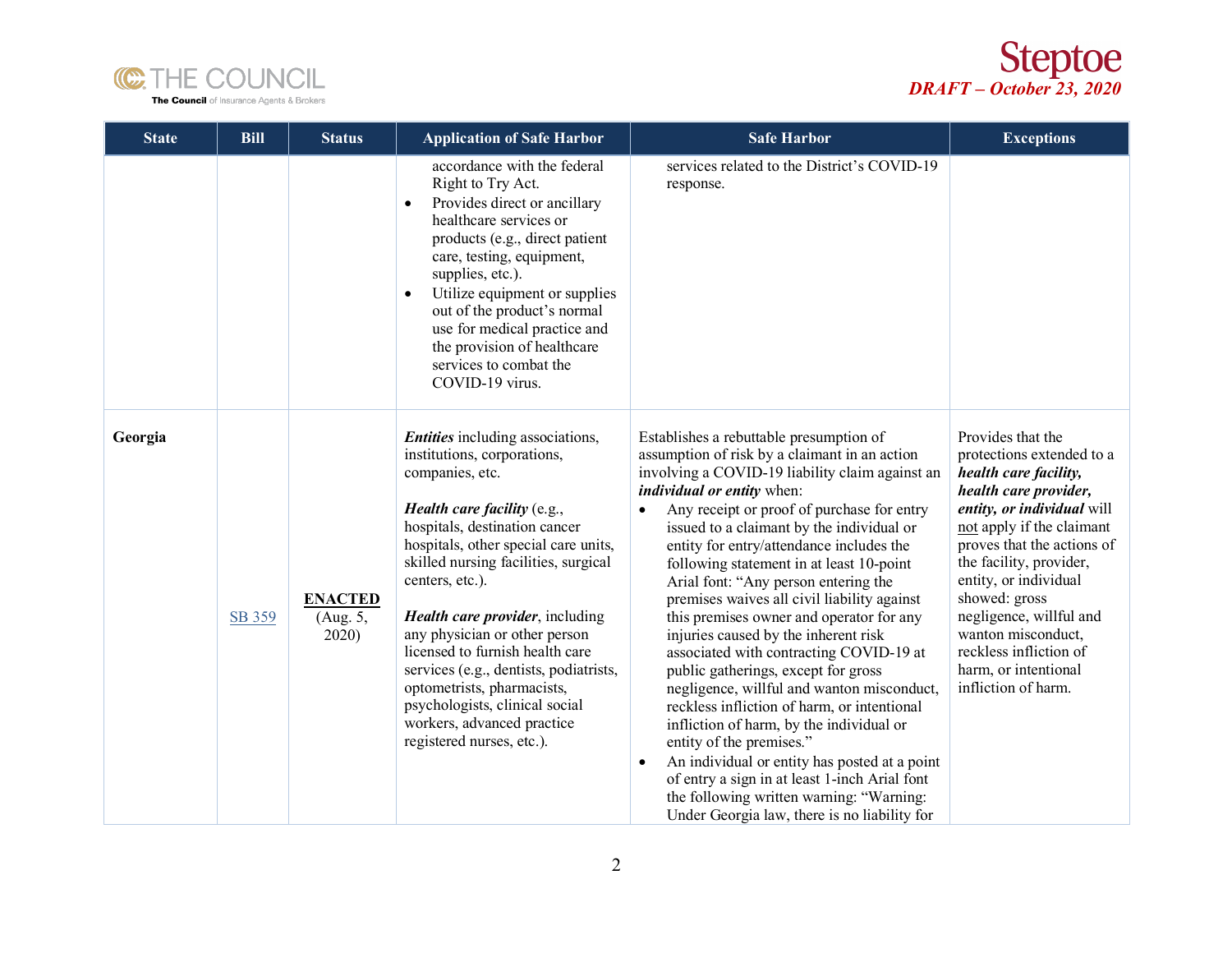| State | Bill | Status | Application of Safe Harbor | Safe Harbor | Exceptions |
|---|---|---|---|---|---|
| | | | accordance with the federal Right to Try Act.<br>• Provides direct or ancillary healthcare services or products (e.g., direct patient care, testing, equipment, supplies, etc.).<br>• Utilize equipment or supplies out of the product's normal use for medical practice and the provision of healthcare services to combat the COVID-19 virus. | services related to the District's COVID-19 response. | |
| **Georgia** | SB 359 | **ENACTED** (Aug. 5, 2020) | ***Entities*** including associations, institutions, corporations, companies, etc.<br><br>***Health care facility*** (e.g., hospitals, destination cancer hospitals, other special care units, skilled nursing facilities, surgical centers, etc.).<br><br>***Health care provider***, including any physician or other person licensed to furnish health care services (e.g., dentists, podiatrists, optometrists, pharmacists, psychologists, clinical social workers, advanced practice registered nurses, etc.). | Establishes a rebuttable presumption of assumption of risk by a claimant in an action involving a COVID-19 liability claim against an ***individual or entity*** when:<br>• Any receipt or proof of purchase for entry issued to a claimant by the individual or entity for entry/attendance includes the following statement in at least 10-point Arial font: "Any person entering the premises waives all civil liability against this premises owner and operator for any injuries caused by the inherent risk associated with contracting COVID-19 at public gatherings, except for gross negligence, willful and wanton misconduct, reckless infliction of harm, or intentional infliction of harm, by the individual or entity of the premises."<br>• An individual or entity has posted at a point of entry a sign in at least 1-inch Arial font the following written warning: "Warning: Under Georgia law, there is no liability for | Provides that the protections extended to a ***health care facility, health care provider, entity, or individual*** will not apply if the claimant proves that the actions of the facility, provider, entity, or individual showed: gross negligence, willful and wanton misconduct, reckless infliction of harm, or intentional infliction of harm. |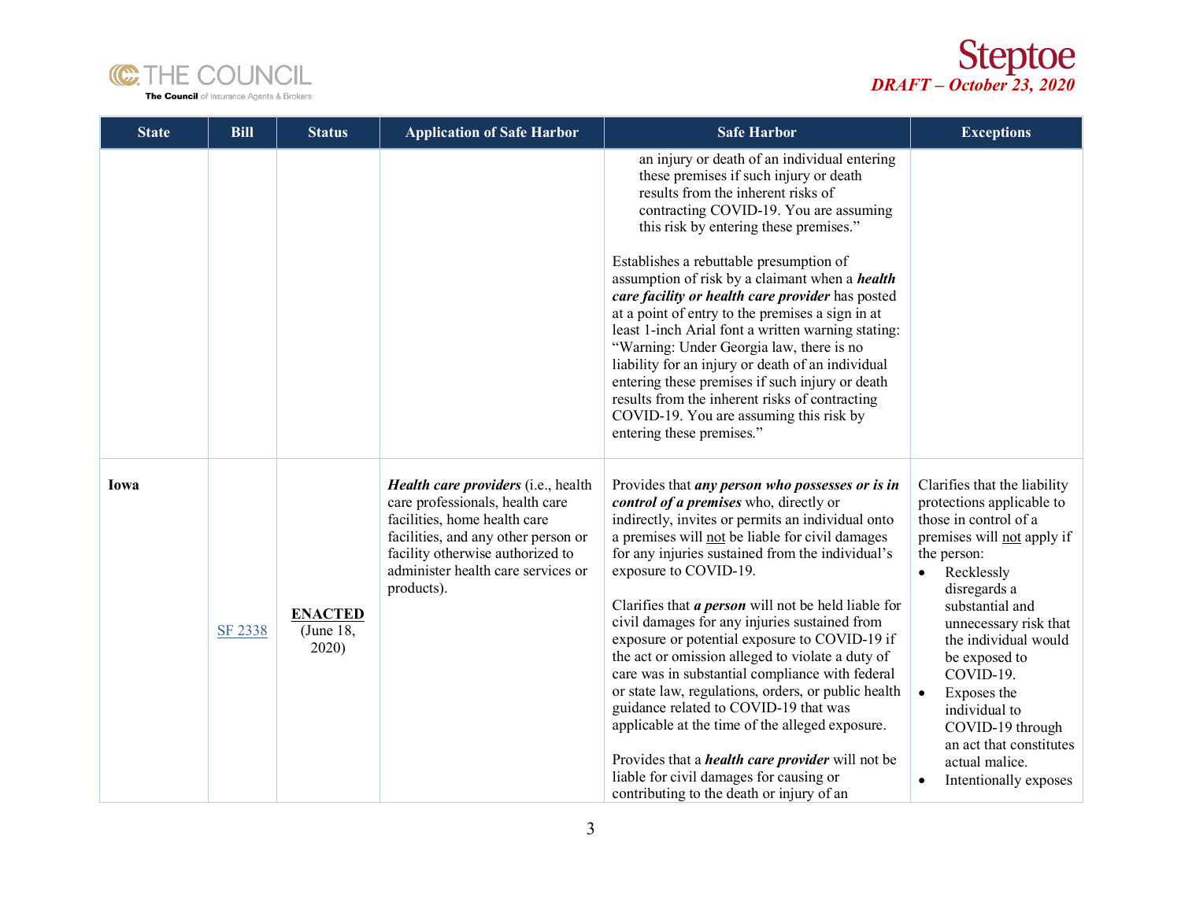| State | Bill | Status | Application of Safe Harbor | Safe Harbor | Exceptions |
|---|---|---|---|---|---|
| | | | | an injury or death of an individual entering these premises if such injury or death results from the inherent risks of contracting COVID-19. You are assuming this risk by entering these premises."<br><br>Establishes a rebuttable presumption of assumption of risk by a claimant when a ***health care facility or health care provider*** has posted at a point of entry to the premises a sign in at least 1-inch Arial font a written warning stating: "Warning: Under Georgia law, there is no liability for an injury or death of an individual entering these premises if such injury or death results from the inherent risks of contracting COVID-19. You are assuming this risk by entering these premises." | |
| **Iowa** | SF 2338 | **ENACTED** (June 18, 2020) | ***Health care providers*** (i.e., health care professionals, health care facilities, home health care facilities, and any other person or facility otherwise authorized to administer health care services or products). | Provides that ***any person who possesses or is in control of a premises*** who, directly or indirectly, invites or permits an individual onto a premises will not be liable for civil damages for any injuries sustained from the individual's exposure to COVID-19.<br><br>Clarifies that ***a person*** will not be held liable for civil damages for any injuries sustained from exposure or potential exposure to COVID-19 if the act or omission alleged to violate a duty of care was in substantial compliance with federal or state law, regulations, orders, or public health guidance related to COVID-19 that was applicable at the time of the alleged exposure.<br><br>Provides that a ***health care provider*** will not be liable for civil damages for causing or contributing to the death or injury of an | Clarifies that the liability protections applicable to those in control of a premises will not apply if the person:<br>• Recklessly disregards a substantial and unnecessary risk that the individual would be exposed to COVID-19.<br>• Exposes the individual to COVID-19 through an act that constitutes actual malice.<br>• Intentionally exposes |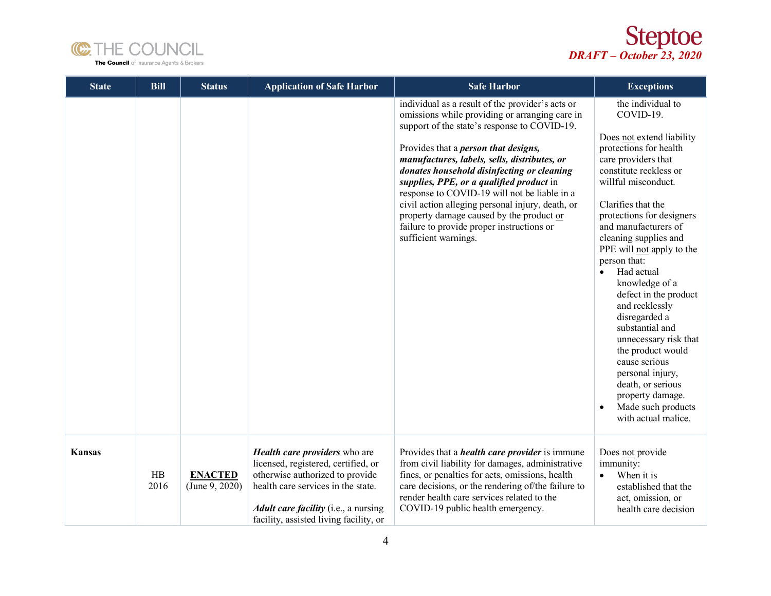| State | Bill | Status | Application of Safe Harbor | Safe Harbor | Exceptions |
|---|---|---|---|---|---|
| | | | | individual as a result of the provider's acts or omissions while providing or arranging care in support of the state's response to COVID-19.<br><br>Provides that a ***person that designs, manufactures, labels, sells, distributes, or donates household disinfecting or cleaning supplies, PPE, or a qualified product*** in response to COVID-19 will not be liable in a civil action alleging personal injury, death, or property damage caused by the product or failure to provide proper instructions or sufficient warnings. | the individual to COVID-19.<br><br>Does not extend liability protections for health care providers that constitute reckless or willful misconduct.<br><br>Clarifies that the protections for designers and manufacturers of cleaning supplies and PPE will not apply to the person that:<br>• Had actual knowledge of a defect in the product and recklessly disregarded a substantial and unnecessary risk that the product would cause serious personal injury, death, or serious property damage.<br>• Made such products with actual malice. |
| **Kansas** | HB 2016 | **ENACTED** (June 9, 2020) | ***Health care providers*** who are licensed, registered, certified, or otherwise authorized to provide health care services in the state.<br><br>***Adult care facility*** (i.e., a nursing facility, assisted living facility, or | Provides that a ***health care provider*** is immune from civil liability for damages, administrative fines, or penalties for acts, omissions, health care decisions, or the rendering of/the failure to render health care services related to the COVID-19 public health emergency. | Does not provide immunity:<br>• When it is established that the act, omission, or health care decision |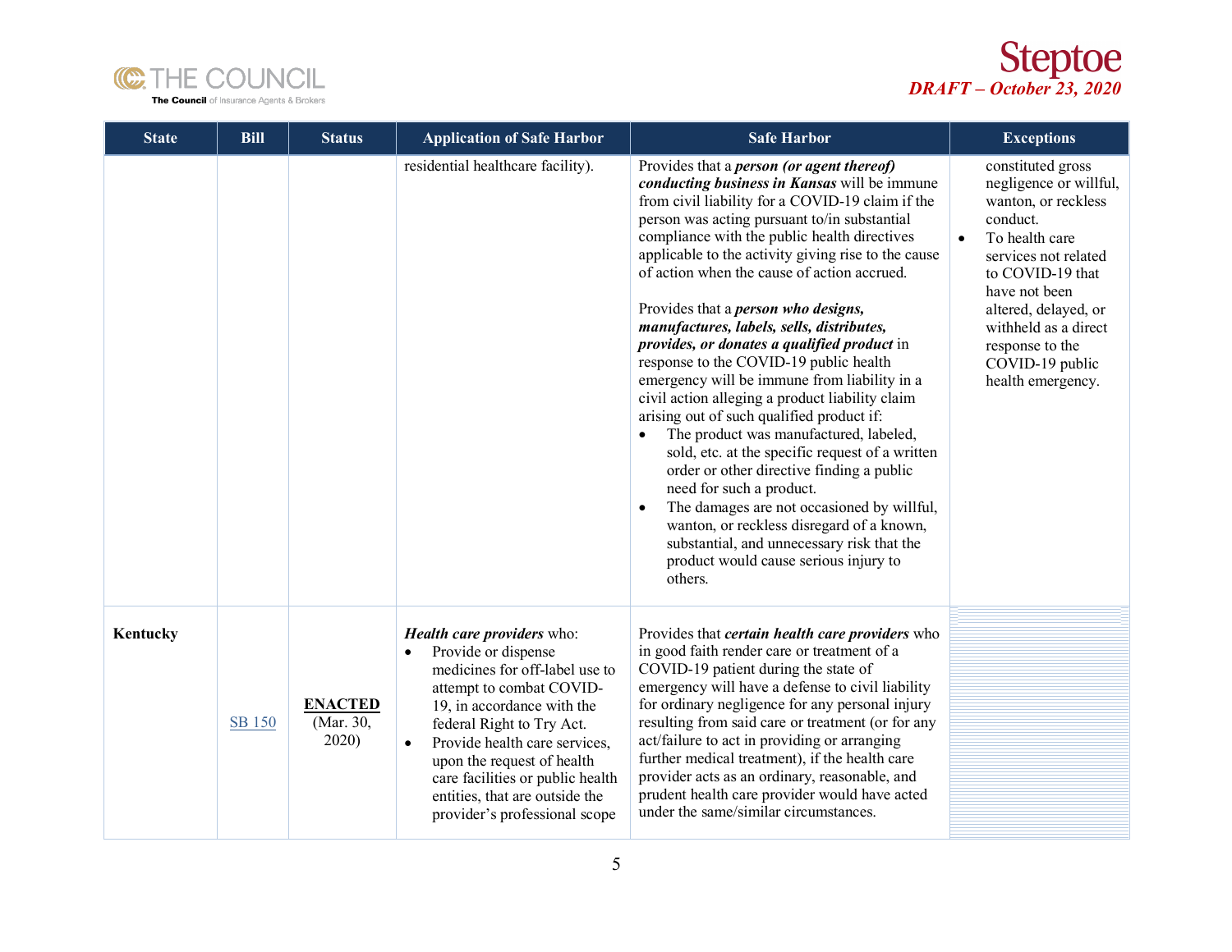| State | Bill | Status | Application of Safe Harbor | Safe Harbor | Exceptions |
|---|---|---|---|---|---|
| | | | residential healthcare facility). | Provides that a ***person (or agent thereof) conducting business in Kansas*** will be immune from civil liability for a COVID-19 claim if the person was acting pursuant to/in substantial compliance with the public health directives applicable to the activity giving rise to the cause of action when the cause of action accrued.<br><br>Provides that a ***person who designs, manufactures, labels, sells, distributes, provides, or donates a qualified product*** in response to the COVID-19 public health emergency will be immune from liability in a civil action alleging a product liability claim arising out of such qualified product if:<br>• The product was manufactured, labeled, sold, etc. at the specific request of a written order or other directive finding a public need for such a product.<br>• The damages are not occasioned by willful, wanton, or reckless disregard of a known, substantial, and unnecessary risk that the product would cause serious injury to others. | constituted gross negligence or willful, wanton, or reckless conduct.<br>• To health care services not related to COVID-19 that have not been altered, delayed, or withheld as a direct response to the COVID-19 public health emergency. |
| **Kentucky** | SB 150 | **ENACTED** (Mar. 30, 2020) | ***Health care providers*** who:<br>• Provide or dispense medicines for off-label use to attempt to combat COVID-19, in accordance with the federal Right to Try Act.<br>• Provide health care services, upon the request of health care facilities or public health entities, that are outside the provider's professional scope | Provides that ***certain health care providers*** who in good faith render care or treatment of a COVID-19 patient during the state of emergency will have a defense to civil liability for ordinary negligence for any personal injury resulting from said care or treatment (or for any act/failure to act in providing or arranging further medical treatment), if the health care provider acts as an ordinary, reasonable, and prudent health care provider would have acted under the same/similar circumstances. | |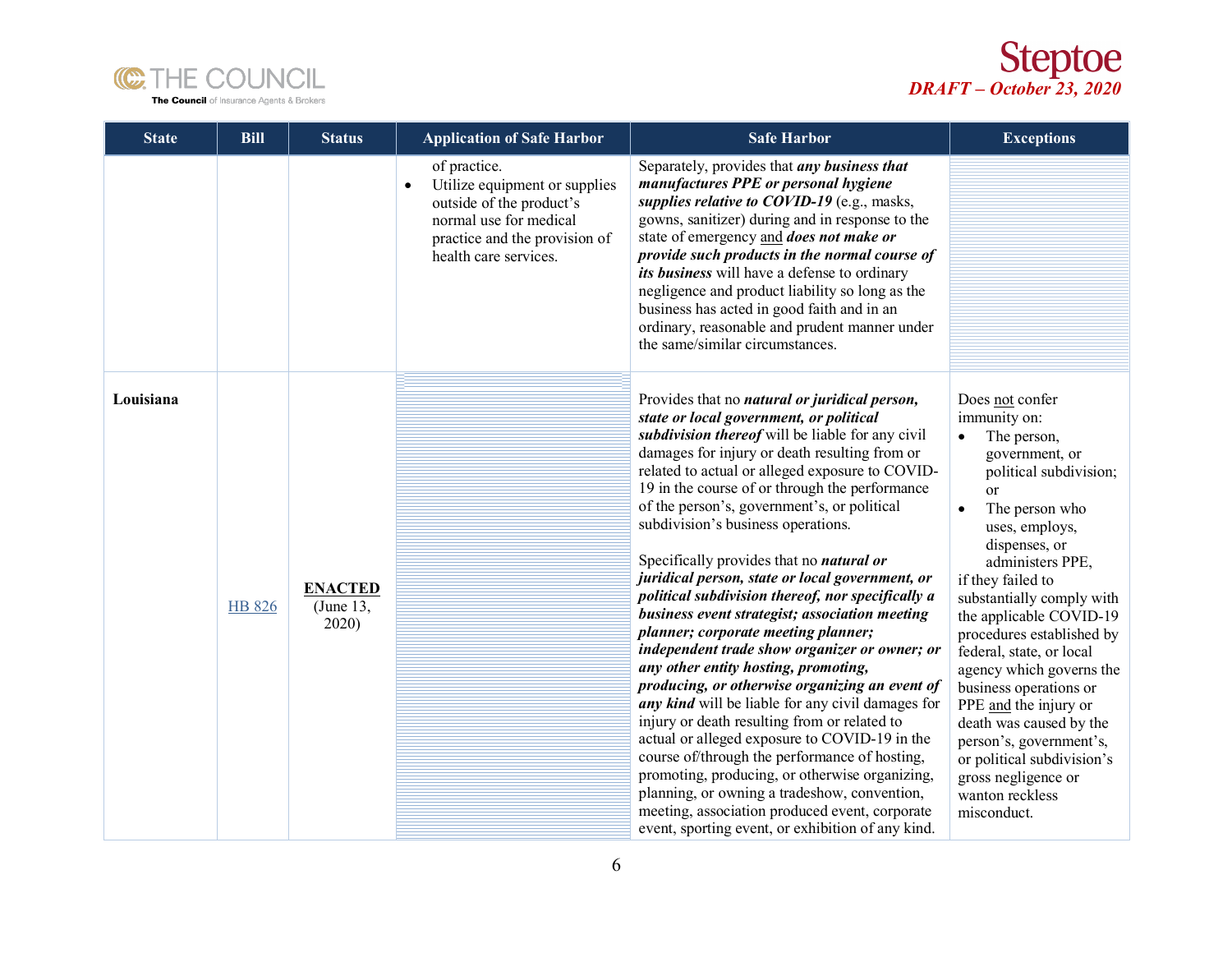| State | Bill | Status | Application of Safe Harbor | Safe Harbor | Exceptions |
|---|---|---|---|---|---|
| | | | of practice.<br>• Utilize equipment or supplies outside of the product's normal use for medical practice and the provision of health care services. | Separately, provides that ***any business that manufactures PPE or personal hygiene supplies relative to COVID-19*** (e.g., masks, gowns, sanitizer) during and in response to the state of emergency and ***does not make or provide such products in the normal course of its business*** will have a defense to ordinary negligence and product liability so long as the business has acted in good faith and in an ordinary, reasonable and prudent manner under the same/similar circumstances. | |
| **Louisiana** | HB 826 | **ENACTED** (June 13, 2020) | | Provides that no ***natural or juridical person, state or local government, or political subdivision thereof*** will be liable for any civil damages for injury or death resulting from or related to actual or alleged exposure to COVID-19 in the course of or through the performance of the person's, government's, or political subdivision's business operations.<br><br>Specifically provides that no ***natural or juridical person, state or local government, or political subdivision thereof, nor specifically a business event strategist; association meeting planner; corporate meeting planner; independent trade show organizer or owner; or any other entity hosting, promoting, producing, or otherwise organizing an event of any kind*** will be liable for any civil damages for injury or death resulting from or related to actual or alleged exposure to COVID-19 in the course of/through the performance of hosting, promoting, producing, or otherwise organizing, planning, or owning a tradeshow, convention, meeting, association produced event, corporate event, sporting event, or exhibition of any kind. | Does not confer immunity on:<br>• The person, government, or political subdivision; or<br>• The person who uses, employs, dispenses, or administers PPE,<br>if they failed to substantially comply with the applicable COVID-19 procedures established by federal, state, or local agency which governs the business operations or PPE and the injury or death was caused by the person's, government's, or political subdivision's gross negligence or wanton reckless misconduct. |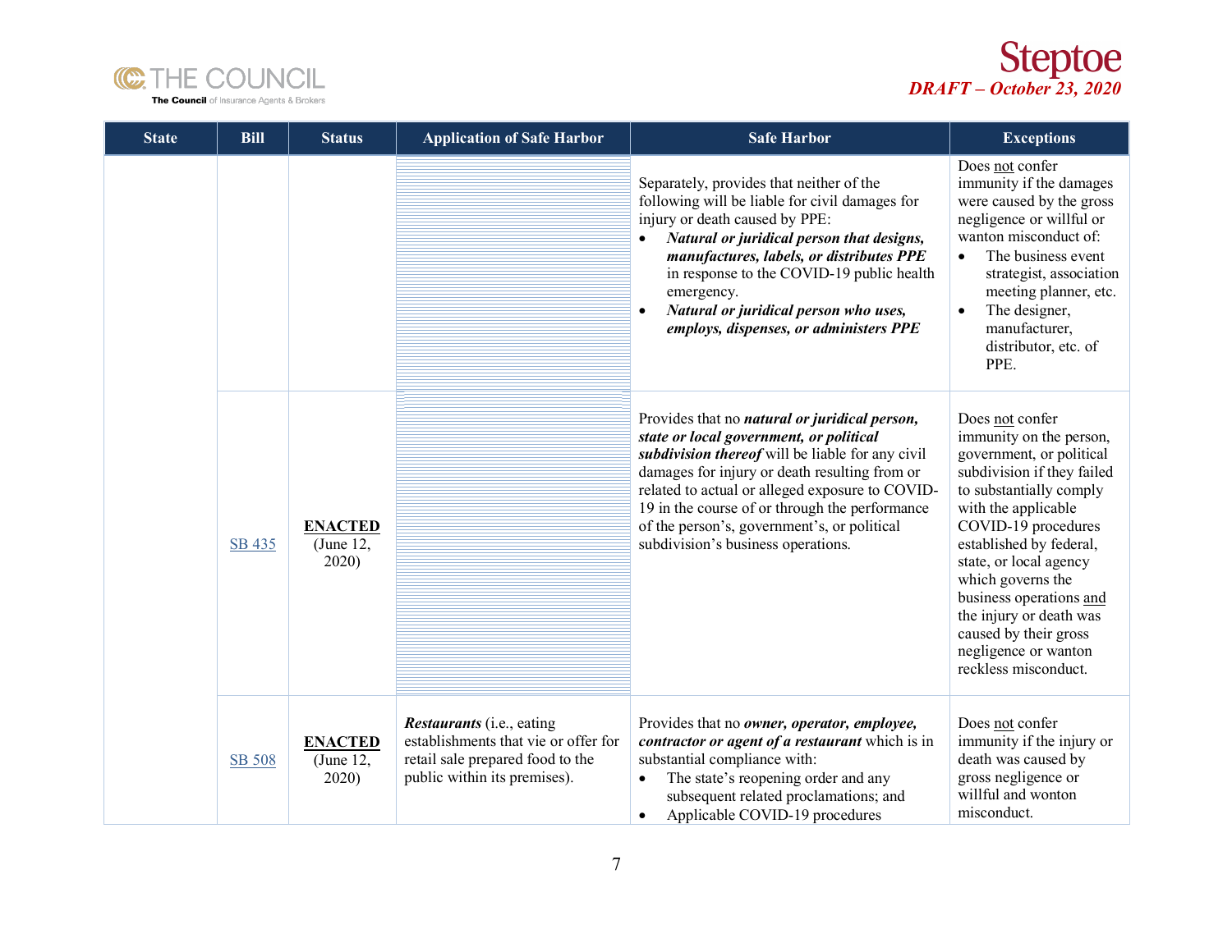| State | Bill | Status | Application of Safe Harbor | Safe Harbor | Exceptions |
|---|---|---|---|---|---|
| | | | | Separately, provides that neither of the following will be liable for civil damages for injury or death caused by PPE:<br>• ***Natural or juridical person that designs, manufactures, labels, or distributes PPE*** in response to the COVID-19 public health emergency.<br>• ***Natural or juridical person who uses, employs, dispenses, or administers PPE*** | Does not confer immunity if the damages were caused by the gross negligence or willful or wanton misconduct of:<br>• The business event strategist, association meeting planner, etc.<br>• The designer, manufacturer, distributor, etc. of PPE. |
| | SB 435 | **ENACTED** (June 12, 2020) | | Provides that no ***natural or juridical person, state or local government, or political subdivision thereof*** will be liable for any civil damages for injury or death resulting from or related to actual or alleged exposure to COVID-19 in the course of or through the performance of the person's, government's, or political subdivision's business operations. | Does not confer immunity on the person, government, or political subdivision if they failed to substantially comply with the applicable COVID-19 procedures established by federal, state, or local agency which governs the business operations and the injury or death was caused by their gross negligence or wanton reckless misconduct. |
| | SB 508 | **ENACTED** (June 12, 2020) | ***Restaurants*** (i.e., eating establishments that vie or offer for retail sale prepared food to the public within its premises). | Provides that no ***owner, operator, employee, contractor or agent of a restaurant*** which is in substantial compliance with:<br>• The state's reopening order and any subsequent related proclamations; and<br>• Applicable COVID-19 procedures | Does not confer immunity if the injury or death was caused by gross negligence or willful and wonton misconduct. |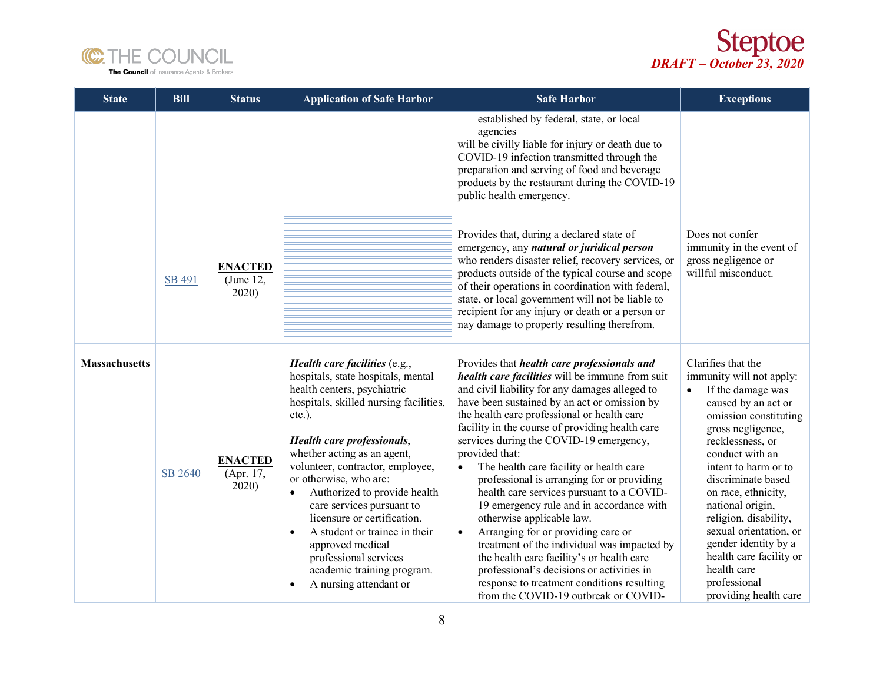| State | Bill | Status | Application of Safe Harbor | Safe Harbor | Exceptions |
|---|---|---|---|---|---|
| | | | | established by federal, state, or local agencies<br>will be civilly liable for injury or death due to COVID-19 infection transmitted through the preparation and serving of food and beverage products by the restaurant during the COVID-19 public health emergency. | |
| | SB 491 | **ENACTED** (June 12, 2020) | | Provides that, during a declared state of emergency, any ***natural or juridical person*** who renders disaster relief, recovery services, or products outside of the typical course and scope of their operations in coordination with federal, state, or local government will not be liable to recipient for any injury or death or a person or nay damage to property resulting therefrom. | Does not confer immunity in the event of gross negligence or willful misconduct. |
| **Massachusetts** | SB 2640 | **ENACTED** (Apr. 17, 2020) | ***Health care facilities*** (e.g., hospitals, state hospitals, mental health centers, psychiatric hospitals, skilled nursing facilities, etc.).<br><br>***Health care professionals***, whether acting as an agent, volunteer, contractor, employee, or otherwise, who are:<br>• Authorized to provide health care services pursuant to licensure or certification.<br>• A student or trainee in their approved medical professional services academic training program.<br>• A nursing attendant or | Provides that ***health care professionals and health care facilities*** will be immune from suit and civil liability for any damages alleged to have been sustained by an act or omission by the health care professional or health care facility in the course of providing health care services during the COVID-19 emergency, provided that:<br>• The health care facility or health care professional is arranging for or providing health care services pursuant to a COVID-19 emergency rule and in accordance with otherwise applicable law.<br>• Arranging for or providing care or treatment of the individual was impacted by the health care facility's or health care professional's decisions or activities in response to treatment conditions resulting from the COVID-19 outbreak or COVID- | Clarifies that the immunity will not apply:<br>• If the damage was caused by an act or omission constituting gross negligence, recklessness, or conduct with an intent to harm or to discriminate based on race, ethnicity, national origin, religion, disability, sexual orientation, or gender identity by a health care facility or health care professional providing health care |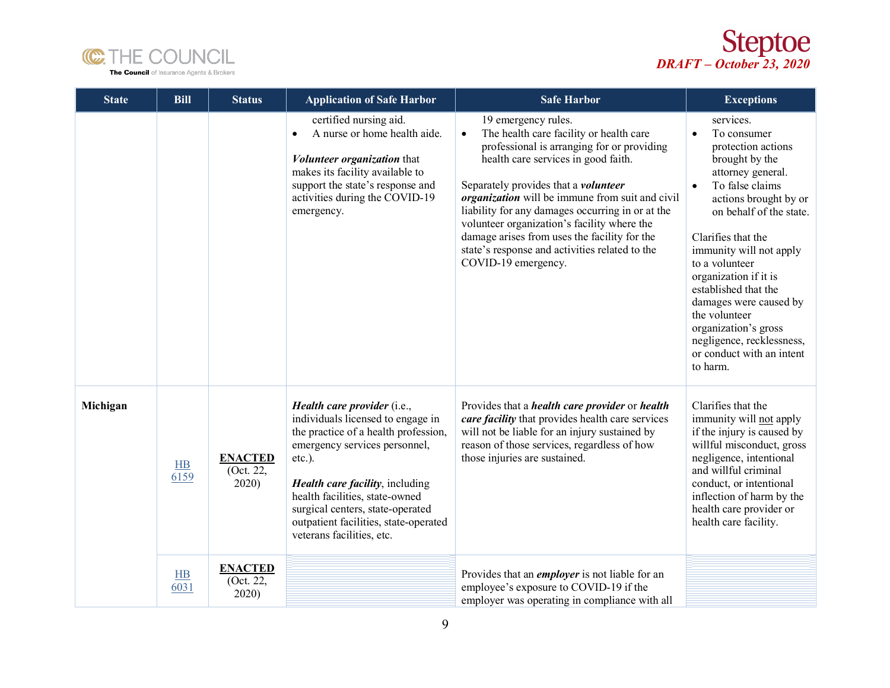| State | Bill | Status | Application of Safe Harbor | Safe Harbor | Exceptions |
|---|---|---|---|---|---|
| | | | certified nursing aid.<br>• A nurse or home health aide.<br><br>***Volunteer organization*** that makes its facility available to support the state's response and activities during the COVID-19 emergency. | 19 emergency rules.<br>• The health care facility or health care professional is arranging for or providing health care services in good faith.<br><br>Separately provides that a ***volunteer organization*** will be immune from suit and civil liability for any damages occurring in or at the volunteer organization's facility where the damage arises from uses the facility for the state's response and activities related to the COVID-19 emergency. | services.<br>• To consumer protection actions brought by the attorney general.<br>• To false claims actions brought by or on behalf of the state.<br><br>Clarifies that the immunity will not apply to a volunteer organization if it is established that the damages were caused by the volunteer organization's gross negligence, recklessness, or conduct with an intent to harm. |
| **Michigan** | HB 6159 | **ENACTED** (Oct. 22, 2020) | ***Health care provider*** (i.e., individuals licensed to engage in the practice of a health profession, emergency services personnel, etc.).<br><br>***Health care facility***, including health facilities, state-owned surgical centers, state-operated outpatient facilities, state-operated veterans facilities, etc. | Provides that a ***health care provider*** or ***health care facility*** that provides health care services will not be liable for an injury sustained by reason of those services, regardless of how those injuries are sustained. | Clarifies that the immunity will not apply if the injury is caused by willful misconduct, gross negligence, intentional and willful criminal conduct, or intentional inflection of harm by the health care provider or health care facility. |
| | HB 6031 | **ENACTED** (Oct. 22, 2020) | | Provides that an ***employer*** is not liable for an employee's exposure to COVID-19 if the employer was operating in compliance with all | |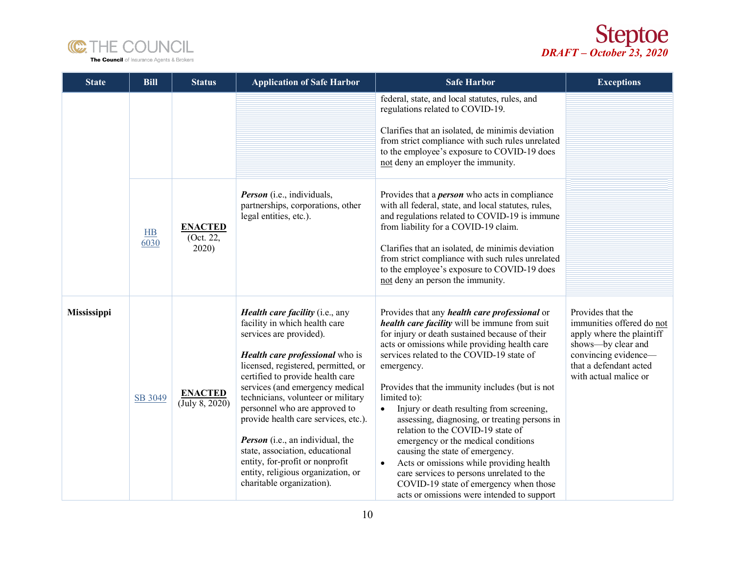| State | Bill | Status | Application of Safe Harbor | Safe Harbor | Exceptions |
|---|---|---|---|---|---|
| | | | | federal, state, and local statutes, rules, and regulations related to COVID-19.<br><br>Clarifies that an isolated, de minimis deviation from strict compliance with such rules unrelated to the employee's exposure to COVID-19 does not deny an employer the immunity. | |
| | HB 6030 | **ENACTED** (Oct. 22, 2020) | ***Person*** (i.e., individuals, partnerships, corporations, other legal entities, etc.). | Provides that a ***person*** who acts in compliance with all federal, state, and local statutes, rules, and regulations related to COVID-19 is immune from liability for a COVID-19 claim.<br><br>Clarifies that an isolated, de minimis deviation from strict compliance with such rules unrelated to the employee's exposure to COVID-19 does not deny an person the immunity. | |
| **Mississippi** | SB 3049 | **ENACTED** (July 8, 2020) | ***Health care facility*** (i.e., any facility in which health care services are provided).<br><br>***Health care professional*** who is licensed, registered, permitted, or certified to provide health care services (and emergency medical technicians, volunteer or military personnel who are approved to provide health care services, etc.).<br><br>***Person*** (i.e., an individual, the state, association, educational entity, for-profit or nonprofit entity, religious organization, or charitable organization). | Provides that any ***health care professional*** or ***health care facility*** will be immune from suit for injury or death sustained because of their acts or omissions while providing health care services related to the COVID-19 state of emergency.<br><br>Provides that the immunity includes (but is not limited to):<br>• Injury or death resulting from screening, assessing, diagnosing, or treating persons in relation to the COVID-19 state of emergency or the medical conditions causing the state of emergency.<br>• Acts or omissions while providing health care services to persons unrelated to the COVID-19 state of emergency when those acts or omissions were intended to support | Provides that the immunities offered do not apply where the plaintiff shows—by clear and convincing evidence—that a defendant acted with actual malice or |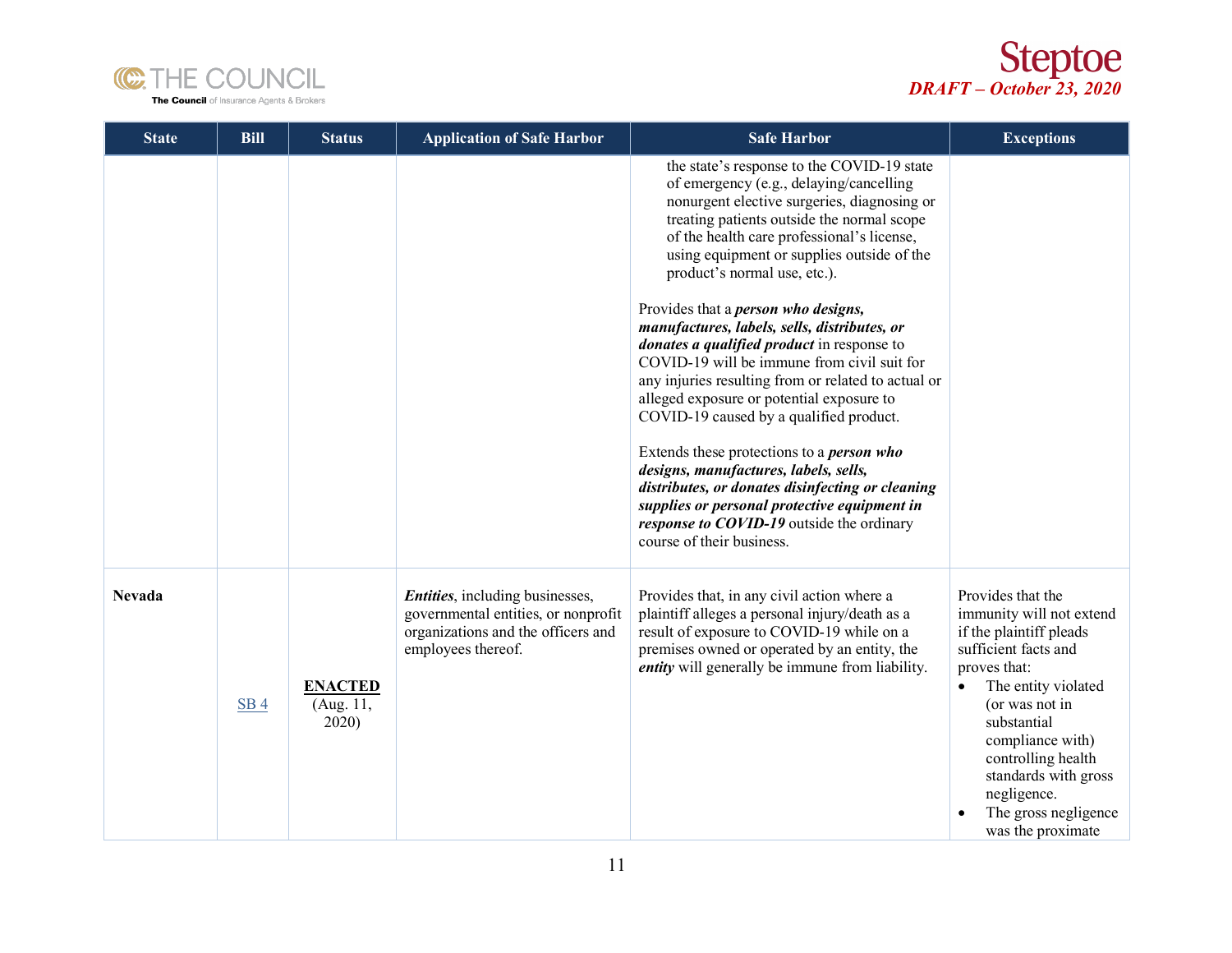| State | Bill | Status | Application of Safe Harbor | Safe Harbor | Exceptions |
|---|---|---|---|---|---|
| | | | | the state's response to the COVID-19 state of emergency (e.g., delaying/cancelling nonurgent elective surgeries, diagnosing or treating patients outside the normal scope of the health care professional's license, using equipment or supplies outside of the product's normal use, etc.).<br><br>Provides that a ***person who designs, manufactures, labels, sells, distributes, or donates a qualified product*** in response to COVID-19 will be immune from civil suit for any injuries resulting from or related to actual or alleged exposure or potential exposure to COVID-19 caused by a qualified product.<br><br>Extends these protections to a ***person who designs, manufactures, labels, sells, distributes, or donates disinfecting or cleaning supplies or personal protective equipment in response to COVID-19*** outside the ordinary course of their business. | |
| **Nevada** | SB 4 | **ENACTED** (Aug. 11, 2020) | ***Entities***, including businesses, governmental entities, or nonprofit organizations and the officers and employees thereof. | Provides that, in any civil action where a plaintiff alleges a personal injury/death as a result of exposure to COVID-19 while on a premises owned or operated by an entity, the ***entity*** will generally be immune from liability. | Provides that the immunity will not extend if the plaintiff pleads sufficient facts and proves that:<br>• The entity violated (or was not in substantial compliance with) controlling health standards with gross negligence.<br>• The gross negligence was the proximate |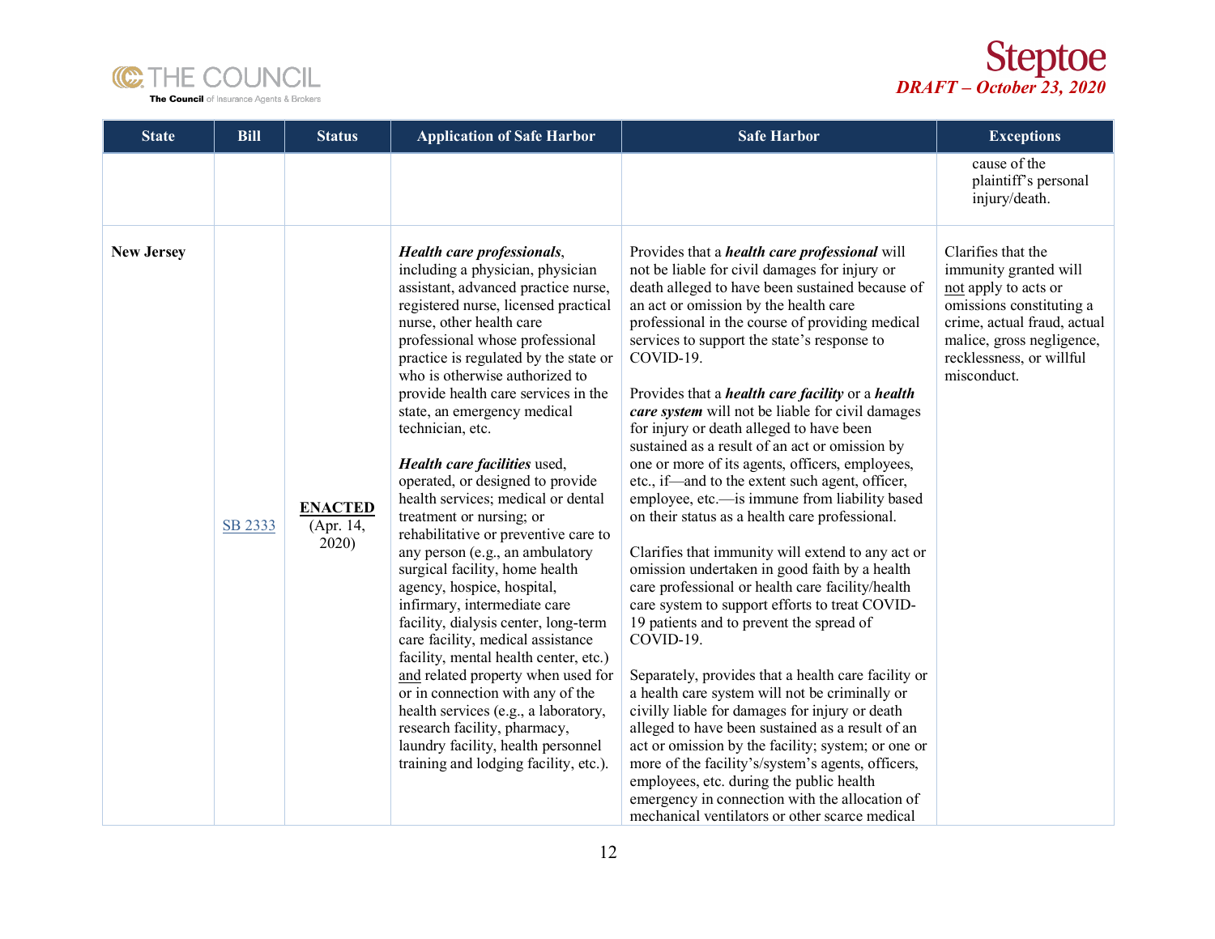| State | Bill | Status | Application of Safe Harbor | Safe Harbor | Exceptions |
|---|---|---|---|---|---|
| | | | | | cause of the plaintiff's personal injury/death. |
| **New Jersey** | SB 2333 | **ENACTED** (Apr. 14, 2020) | ***Health care professionals***, including a physician, physician assistant, advanced practice nurse, registered nurse, licensed practical nurse, other health care professional whose professional practice is regulated by the state or who is otherwise authorized to provide health care services in the state, an emergency medical technician, etc.<br><br>***Health care facilities*** used, operated, or designed to provide health services; medical or dental treatment or nursing; or rehabilitative or preventive care to any person (e.g., an ambulatory surgical facility, home health agency, hospice, hospital, infirmary, intermediate care facility, dialysis center, long-term care facility, medical assistance facility, mental health center, etc.) and related property when used for or in connection with any of the health services (e.g., a laboratory, research facility, pharmacy, laundry facility, health personnel training and lodging facility, etc.). | Provides that a ***health care professional*** will not be liable for civil damages for injury or death alleged to have been sustained because of an act or omission by the health care professional in the course of providing medical services to support the state's response to COVID-19.<br><br>Provides that a ***health care facility*** or a ***health care system*** will not be liable for civil damages for injury or death alleged to have been sustained as a result of an act or omission by one or more of its agents, officers, employees, etc., if—and to the extent such agent, officer, employee, etc.—is immune from liability based on their status as a health care professional.<br><br>Clarifies that immunity will extend to any act or omission undertaken in good faith by a health care professional or health care facility/health care system to support efforts to treat COVID-19 patients and to prevent the spread of COVID-19.<br><br>Separately, provides that a health care facility or a health care system will not be criminally or civilly liable for damages for injury or death alleged to have been sustained as a result of an act or omission by the facility; system; or one or more of the facility's/system's agents, officers, employees, etc. during the public health emergency in connection with the allocation of mechanical ventilators or other scarce medical | Clarifies that the immunity granted will not apply to acts or omissions constituting a crime, actual fraud, actual malice, gross negligence, recklessness, or willful misconduct. |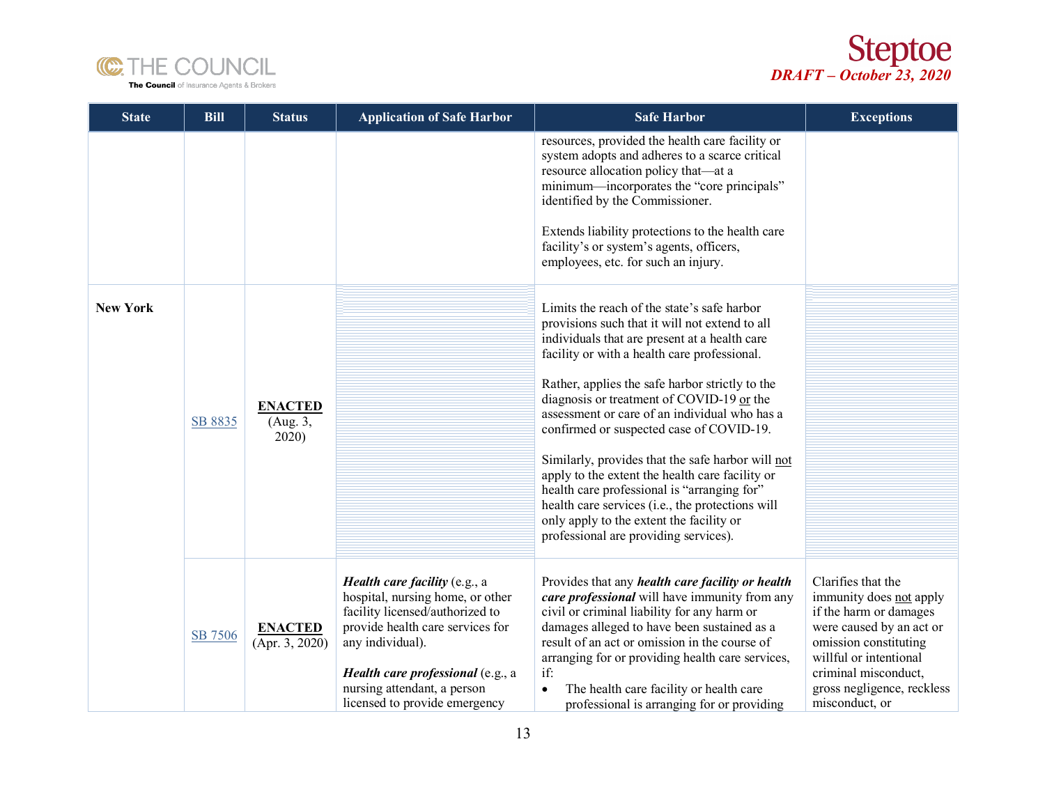| State | Bill | Status | Application of Safe Harbor | Safe Harbor | Exceptions |
|---|---|---|---|---|---|
| | | | | resources, provided the health care facility or system adopts and adheres to a scarce critical resource allocation policy that—at a minimum—incorporates the "core principals" identified by the Commissioner.<br><br>Extends liability protections to the health care facility's or system's agents, officers, employees, etc. for such an injury. | |
| **New York** | SB 8835 | **ENACTED** (Aug. 3, 2020) | | Limits the reach of the state's safe harbor provisions such that it will not extend to all individuals that are present at a health care facility or with a health care professional.<br><br>Rather, applies the safe harbor strictly to the diagnosis or treatment of COVID-19 or the assessment or care of an individual who has a confirmed or suspected case of COVID-19.<br><br>Similarly, provides that the safe harbor will not apply to the extent the health care facility or health care professional is "arranging for" health care services (i.e., the protections will only apply to the extent the facility or professional are providing services). | |
| | SB 7506 | **ENACTED** (Apr. 3, 2020) | ***Health care facility*** (e.g., a hospital, nursing home, or other facility licensed/authorized to provide health care services for any individual).<br><br>***Health care professional*** (e.g., a nursing attendant, a person licensed to provide emergency | Provides that any ***health care facility or health care professional*** will have immunity from any civil or criminal liability for any harm or damages alleged to have been sustained as a result of an act or omission in the course of arranging for or providing health care services, if:<br>• The health care facility or health care professional is arranging for or providing | Clarifies that the immunity does not apply if the harm or damages were caused by an act or omission constituting willful or intentional criminal misconduct, gross negligence, reckless misconduct, or |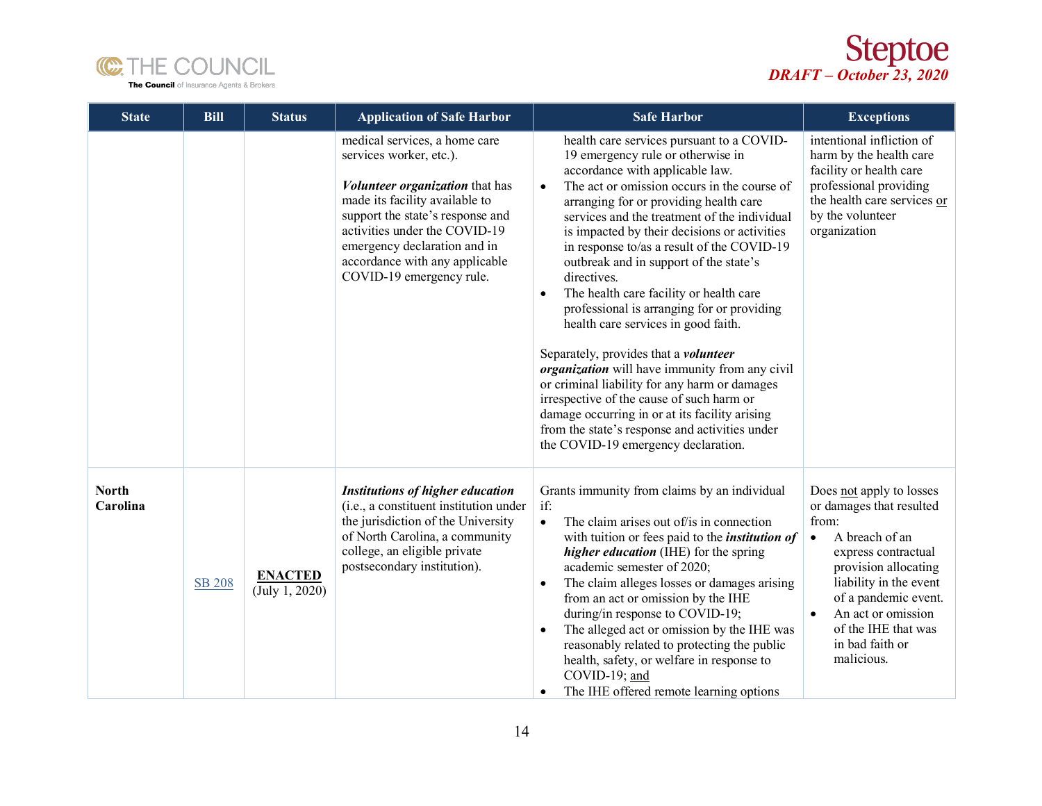| State | Bill | Status | Application of Safe Harbor | Safe Harbor | Exceptions |
|---|---|---|---|---|---|
| | | | medical services, a home care services worker, etc.).<br><br>***Volunteer organization*** that has made its facility available to support the state's response and activities under the COVID-19 emergency declaration and in accordance with any applicable COVID-19 emergency rule. | health care services pursuant to a COVID-19 emergency rule or otherwise in accordance with applicable law.<br>• The act or omission occurs in the course of arranging for or providing health care services and the treatment of the individual is impacted by their decisions or activities in response to/as a result of the COVID-19 outbreak and in support of the state's directives.<br>• The health care facility or health care professional is arranging for or providing health care services in good faith.<br><br>Separately, provides that a ***volunteer organization*** will have immunity from any civil or criminal liability for any harm or damages irrespective of the cause of such harm or damage occurring in or at its facility arising from the state's response and activities under the COVID-19 emergency declaration. | intentional infliction of harm by the health care facility or health care professional providing the health care services <u>or</u> by the volunteer organization |
| **North Carolina** | SB 208 | **<u>ENACTED</u>**<br>(July 1, 2020) | ***Institutions of higher education*** (i.e., a constituent institution under the jurisdiction of the University of North Carolina, a community college, an eligible private postsecondary institution). | Grants immunity from claims by an individual if:<br>• The claim arises out of/is in connection with tuition or fees paid to the ***institution of higher education*** (IHE) for the spring academic semester of 2020;<br>• The claim alleges losses or damages arising from an act or omission by the IHE during/in response to COVID-19;<br>• The alleged act or omission by the IHE was reasonably related to protecting the public health, safety, or welfare in response to COVID-19; <u>and</u><br>• The IHE offered remote learning options | Does <u>not</u> apply to losses or damages that resulted from:<br>• A breach of an express contractual provision allocating liability in the event of a pandemic event.<br>• An act or omission of the IHE that was in bad faith or malicious. |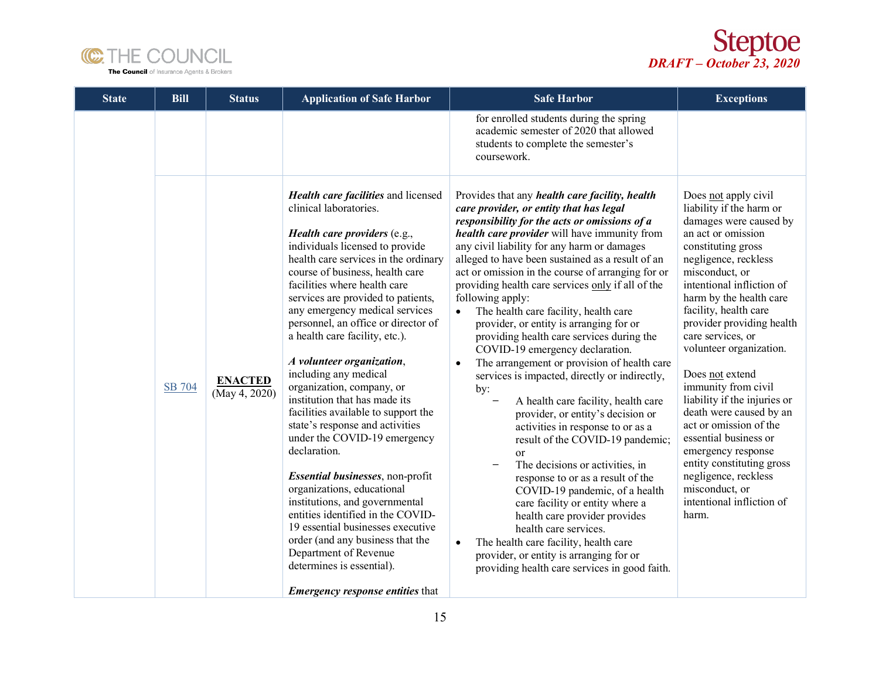| State | Bill | Status | Application of Safe Harbor | Safe Harbor | Exceptions |
|---|---|---|---|---|---|
| | | | | for enrolled students during the spring academic semester of 2020 that allowed students to complete the semester's coursework. | |
| | SB 704 | **ENACTED** (May 4, 2020) | ***Health care facilities*** and licensed clinical laboratories.<br><br>***Health care providers*** (e.g., individuals licensed to provide health care services in the ordinary course of business, health care facilities where health care services are provided to patients, any emergency medical services personnel, an office or director of a health care facility, etc.).<br><br>***A volunteer organization***, including any medical organization, company, or institution that has made its facilities available to support the state's response and activities under the COVID-19 emergency declaration.<br><br>***Essential businesses***, non-profit organizations, educational institutions, and governmental entities identified in the COVID-19 essential businesses executive order (and any business that the Department of Revenue determines is essential).<br><br>***Emergency response entities*** that | Provides that any ***health care facility, health care provider, or entity that has legal responsibility for the acts or omissions of a health care provider*** will have immunity from any civil liability for any harm or damages alleged to have been sustained as a result of an act or omission in the course of arranging for or providing health care services <u>only</u> if all of the following apply:<br>• The health care facility, health care provider, or entity is arranging for or providing health care services during the COVID-19 emergency declaration.<br>• The arrangement or provision of health care services is impacted, directly or indirectly, by:<br>– A health care facility, health care provider, or entity's decision or activities in response to or as a result of the COVID-19 pandemic; or<br>– The decisions or activities, in response to or as a result of the COVID-19 pandemic, of a health care facility or entity where a health care provider provides health care services.<br>• The health care facility, health care provider, or entity is arranging for or providing health care services in good faith. | Does <u>not</u> apply civil liability if the harm or damages were caused by an act or omission constituting gross negligence, reckless misconduct, or intentional infliction of harm by the health care facility, health care provider providing health care services, or volunteer organization.<br><br>Does <u>not</u> extend immunity from civil liability if the injuries or death were caused by an act or omission of the essential business or emergency response entity constituting gross negligence, reckless misconduct, or intentional infliction of harm. |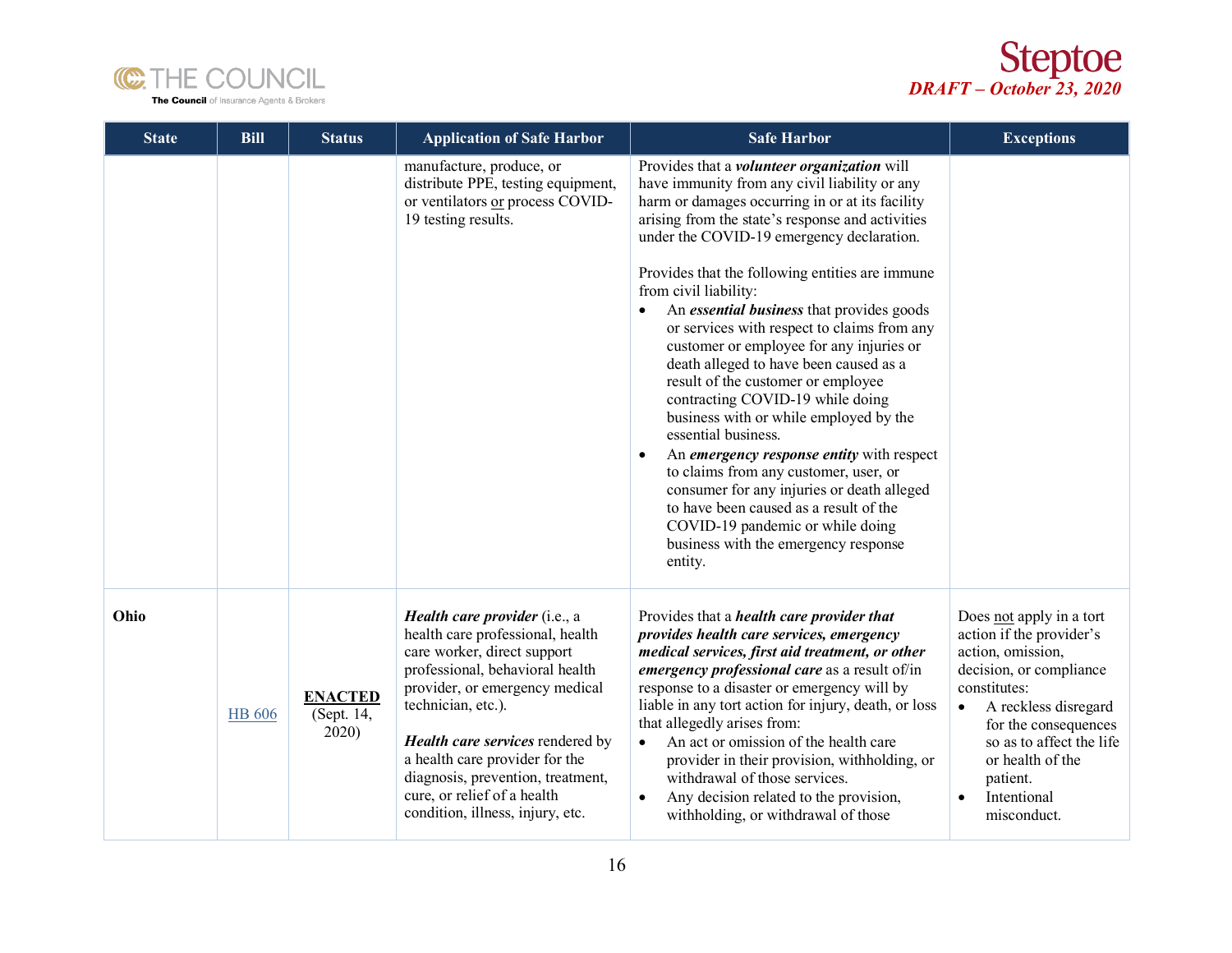| State | Bill | Status | Application of Safe Harbor | Safe Harbor | Exceptions |
|---|---|---|---|---|---|
| | | | manufacture, produce, or distribute PPE, testing equipment, or ventilators <u>or</u> process COVID-19 testing results. | Provides that a ***volunteer organization*** will have immunity from any civil liability or any harm or damages occurring in or at its facility arising from the state's response and activities under the COVID-19 emergency declaration.<br><br>Provides that the following entities are immune from civil liability:<br>• An ***essential business*** that provides goods or services with respect to claims from any customer or employee for any injuries or death alleged to have been caused as a result of the customer or employee contracting COVID-19 while doing business with or while employed by the essential business.<br>• An ***emergency response entity*** with respect to claims from any customer, user, or consumer for any injuries or death alleged to have been caused as a result of the COVID-19 pandemic or while doing business with the emergency response entity. | |
| **Ohio** | HB 606 | **<u>ENACTED</u>** (Sept. 14, 2020) | ***Health care provider*** (i.e., a health care professional, health care worker, direct support professional, behavioral health provider, or emergency medical technician, etc.).<br><br>***Health care services*** rendered by a health care provider for the diagnosis, prevention, treatment, cure, or relief of a health condition, illness, injury, etc. | Provides that a ***health care provider that provides health care services, emergency medical services, first aid treatment, or other emergency professional care*** as a result of/in response to a disaster or emergency will by liable in any tort action for injury, death, or loss that allegedly arises from:<br>• An act or omission of the health care provider in their provision, withholding, or withdrawal of those services.<br>• Any decision related to the provision, withholding, or withdrawal of those | Does <u>not</u> apply in a tort action if the provider's action, omission, decision, or compliance constitutes:<br>• A reckless disregard for the consequences so as to affect the life or health of the patient.<br>• Intentional misconduct. |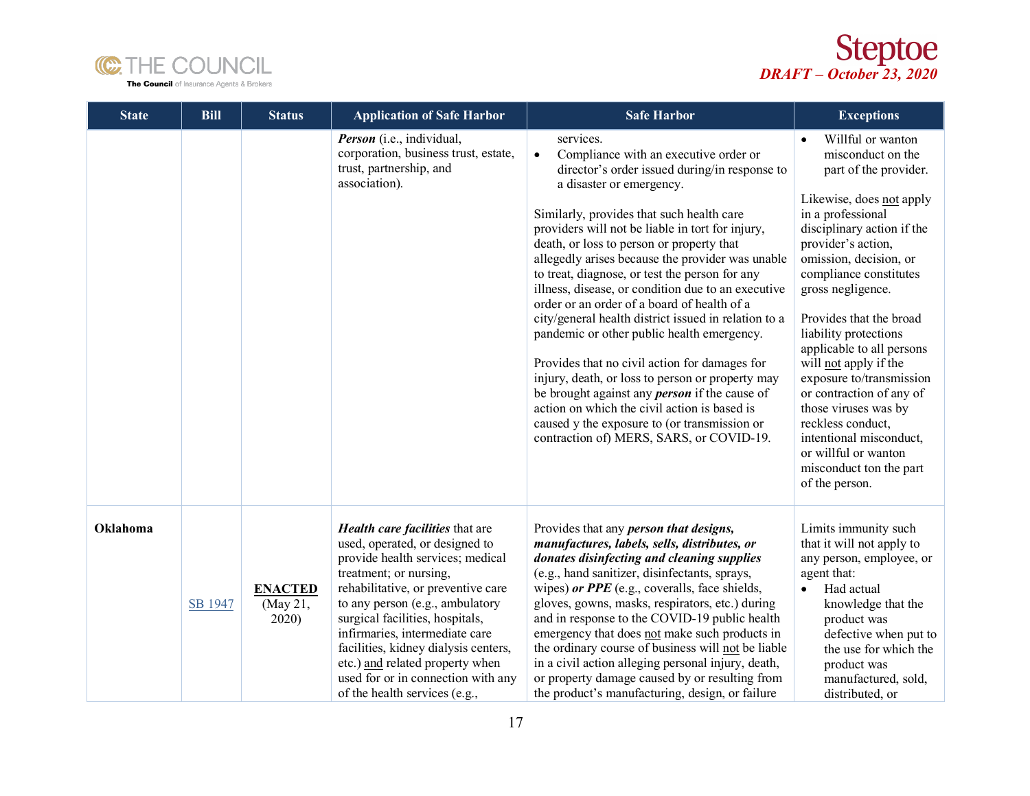| State | Bill | Status | Application of Safe Harbor | Safe Harbor | Exceptions |
| --- | --- | --- | --- | --- | --- |
| | | | ***Person*** (i.e., individual, corporation, business trust, estate, trust, partnership, and association). | services.<br>• Compliance with an executive order or director's order issued during/in response to a disaster or emergency.<br><br>Similarly, provides that such health care providers will not be liable in tort for injury, death, or loss to person or property that allegedly arises because the provider was unable to treat, diagnose, or test the person for any illness, disease, or condition due to an executive order or an order of a board of health of a city/general health district issued in relation to a pandemic or other public health emergency.<br><br>Provides that no civil action for damages for injury, death, or loss to person or property may be brought against any ***person*** if the cause of action on which the civil action is based is caused y the exposure to (or transmission or contraction of) MERS, SARS, or COVID-19. | • Willful or wanton misconduct on the part of the provider.<br><br>Likewise, does not apply in a professional disciplinary action if the provider's action, omission, decision, or compliance constitutes gross negligence.<br><br>Provides that the broad liability protections applicable to all persons will not apply if the exposure to/transmission or contraction of any of those viruses was by reckless conduct, intentional misconduct, or willful or wanton misconduct ton the part of the person. |
| **Oklahoma** | SB 1947 | **ENACTED** (May 21, 2020) | ***Health care facilities*** that are used, operated, or designed to provide health services; medical treatment; or nursing, rehabilitative, or preventive care to any person (e.g., ambulatory surgical facilities, hospitals, infirmaries, intermediate care facilities, kidney dialysis centers, etc.) and related property when used for or in connection with any of the health services (e.g., | Provides that any ***person that designs, manufactures, labels, sells, distributes, or donates disinfecting and cleaning supplies*** (e.g., hand sanitizer, disinfectants, sprays, wipes) ***or PPE*** (e.g., coveralls, face shields, gloves, gowns, masks, respirators, etc.) during and in response to the COVID-19 public health emergency that does not make such products in the ordinary course of business will not be liable in a civil action alleging personal injury, death, or property damage caused by or resulting from the product's manufacturing, design, or failure | Limits immunity such that it will not apply to any person, employee, or agent that:<br>• Had actual knowledge that the product was defective when put to the use for which the product was manufactured, sold, distributed, or |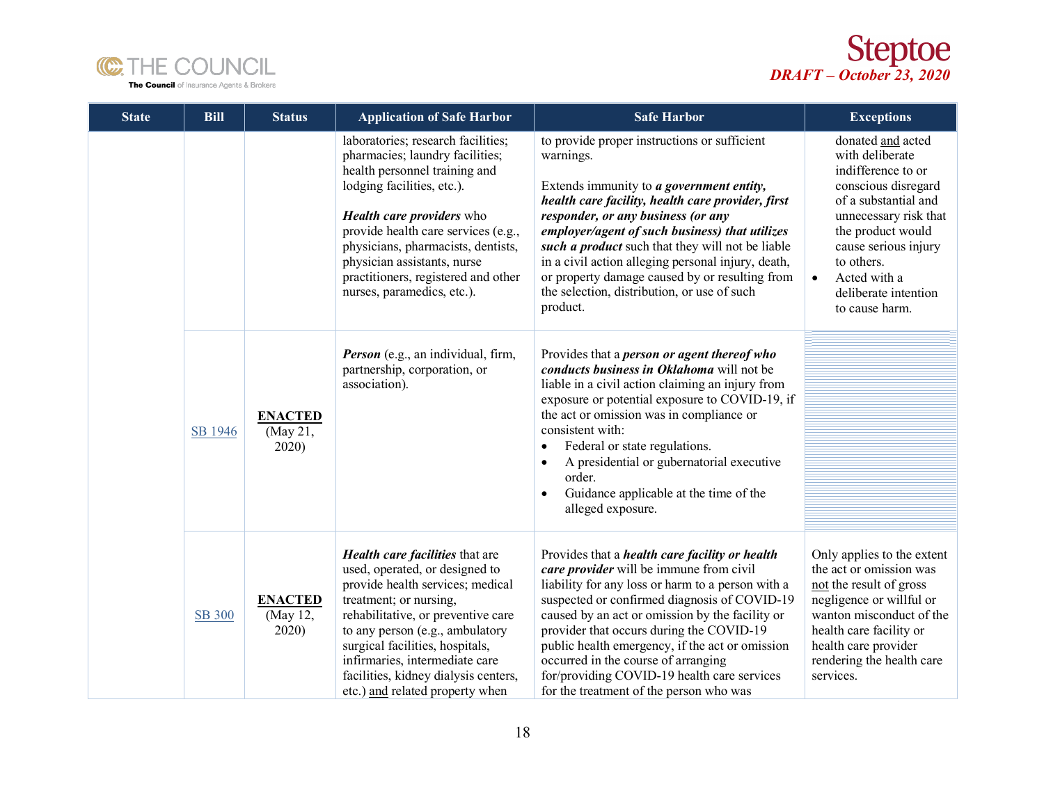| State | Bill | Status | Application of Safe Harbor | Safe Harbor | Exceptions |
|---|---|---|---|---|---|
| | | | laboratories; research facilities; pharmacies; laundry facilities; health personnel training and lodging facilities, etc.).<br><br>***Health care providers*** who provide health care services (e.g., physicians, pharmacists, dentists, physician assistants, nurse practitioners, registered and other nurses, paramedics, etc.). | to provide proper instructions or sufficient warnings.<br><br>Extends immunity to ***a government entity, health care facility, health care provider, first responder, or any business (or any employer/agent of such business) that utilizes such a product*** such that they will not be liable in a civil action alleging personal injury, death, or property damage caused by or resulting from the selection, distribution, or use of such product. | donated and acted with deliberate indifference to or conscious disregard of a substantial and unnecessary risk that the product would cause serious injury to others.<br>• Acted with a deliberate intention to cause harm. |
| | SB 1946 | **ENACTED** (May 21, 2020) | ***Person*** (e.g., an individual, firm, partnership, corporation, or association). | Provides that a ***person or agent thereof who conducts business in Oklahoma*** will not be liable in a civil action claiming an injury from exposure or potential exposure to COVID-19, if the act or omission was in compliance or consistent with:<br>• Federal or state regulations.<br>• A presidential or gubernatorial executive order.<br>• Guidance applicable at the time of the alleged exposure. | |
| | SB 300 | **ENACTED** (May 12, 2020) | ***Health care facilities*** that are used, operated, or designed to provide health services; medical treatment; or nursing, rehabilitative, or preventive care to any person (e.g., ambulatory surgical facilities, hospitals, infirmaries, intermediate care facilities, kidney dialysis centers, etc.) and related property when | Provides that a ***health care facility or health care provider*** will be immune from civil liability for any loss or harm to a person with a suspected or confirmed diagnosis of COVID-19 caused by an act or omission by the facility or provider that occurs during the COVID-19 public health emergency, if the act or omission occurred in the course of arranging for/providing COVID-19 health care services for the treatment of the person who was | Only applies to the extent the act or omission was not the result of gross negligence or willful or wanton misconduct of the health care facility or health care provider rendering the health care services. |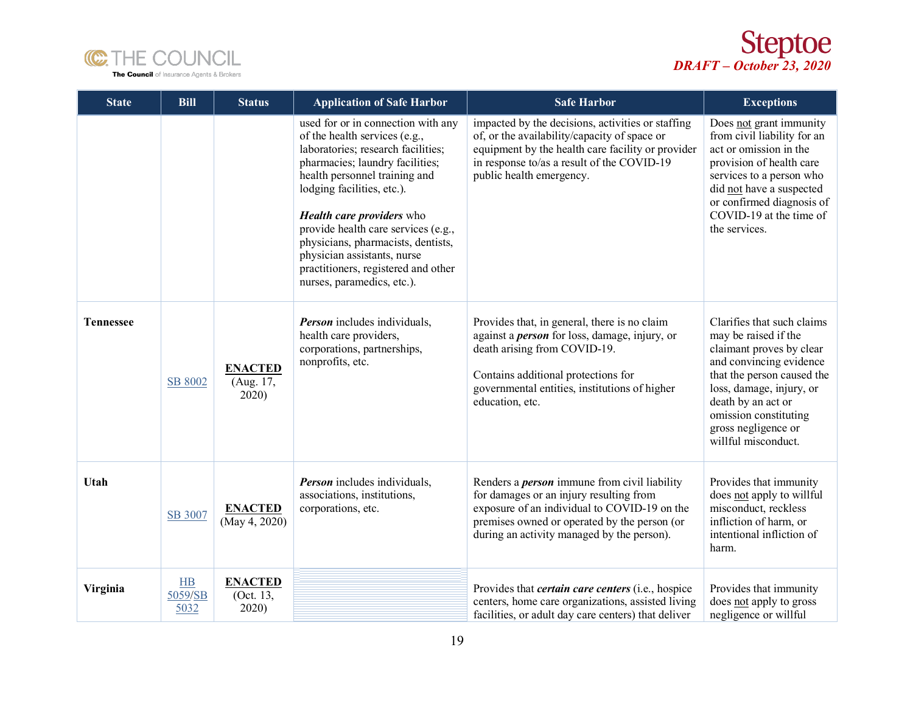| State | Bill | Status | Application of Safe Harbor | Safe Harbor | Exceptions |
|---|---|---|---|---|---|
| | | | used for or in connection with any of the health services (e.g., laboratories; research facilities; pharmacies; laundry facilities; health personnel training and lodging facilities, etc.).<br><br>***Health care providers*** who provide health care services (e.g., physicians, pharmacists, dentists, physician assistants, nurse practitioners, registered and other nurses, paramedics, etc.). | impacted by the decisions, activities or staffing of, or the availability/capacity of space or equipment by the health care facility or provider in response to/as a result of the COVID-19 public health emergency. | Does not grant immunity from civil liability for an act or omission in the provision of health care services to a person who did not have a suspected or confirmed diagnosis of COVID-19 at the time of the services. |
| **Tennessee** | SB 8002 | **ENACTED** (Aug. 17, 2020) | ***Person*** includes individuals, health care providers, corporations, partnerships, nonprofits, etc. | Provides that, in general, there is no claim against a ***person*** for loss, damage, injury, or death arising from COVID-19.<br><br>Contains additional protections for governmental entities, institutions of higher education, etc. | Clarifies that such claims may be raised if the claimant proves by clear and convincing evidence that the person caused the loss, damage, injury, or death by an act or omission constituting gross negligence or willful misconduct. |
| **Utah** | SB 3007 | **ENACTED** (May 4, 2020) | ***Person*** includes individuals, associations, institutions, corporations, etc. | Renders a ***person*** immune from civil liability for damages or an injury resulting from exposure of an individual to COVID-19 on the premises owned or operated by the person (or during an activity managed by the person). | Provides that immunity does not apply to willful misconduct, reckless infliction of harm, or intentional infliction of harm. |
| **Virginia** | HB 5059/SB 5032 | **ENACTED** (Oct. 13, 2020) | | Provides that ***certain care centers*** (i.e., hospice centers, home care organizations, assisted living facilities, or adult day care centers) that deliver | Provides that immunity does not apply to gross negligence or willful |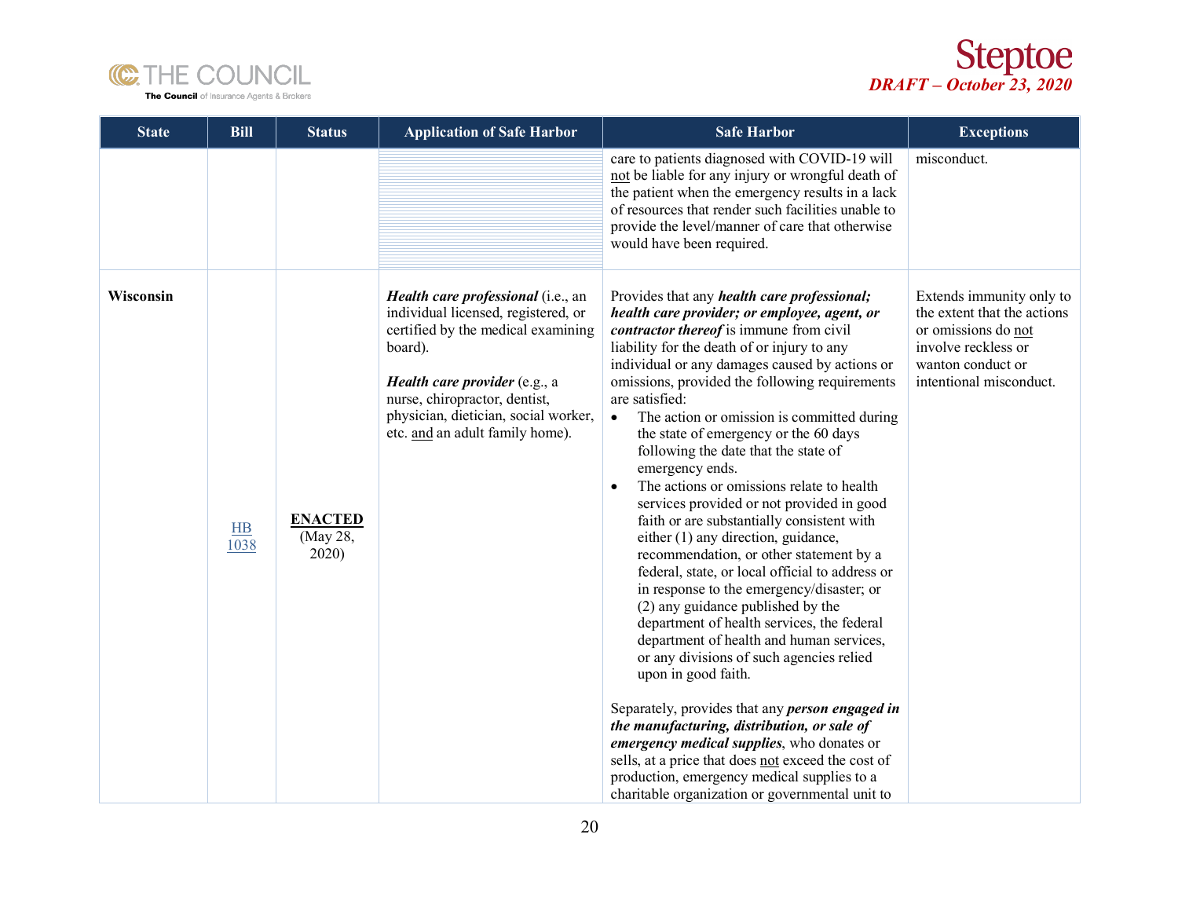| State | Bill | Status | Application of Safe Harbor | Safe Harbor | Exceptions |
|---|---|---|---|---|---|
| | | | | care to patients diagnosed with COVID-19 will not be liable for any injury or wrongful death of the patient when the emergency results in a lack of resources that render such facilities unable to provide the level/manner of care that otherwise would have been required. | misconduct. |
| **Wisconsin** | HB 1038 | **ENACTED** (May 28, 2020) | ***Health care professional*** (i.e., an individual licensed, registered, or certified by the medical examining board).<br><br>***Health care provider*** (e.g., a nurse, chiropractor, dentist, physician, dietician, social worker, etc. and an adult family home). | Provides that any ***health care professional; health care provider; or employee, agent, or contractor thereof*** is immune from civil liability for the death of or injury to any individual or any damages caused by actions or omissions, provided the following requirements are satisfied:<br>• The action or omission is committed during the state of emergency or the 60 days following the date that the state of emergency ends.<br>• The actions or omissions relate to health services provided or not provided in good faith or are substantially consistent with either (1) any direction, guidance, recommendation, or other statement by a federal, state, or local official to address or in response to the emergency/disaster; or (2) any guidance published by the department of health services, the federal department of health and human services, or any divisions of such agencies relied upon in good faith.<br><br>Separately, provides that any ***person engaged in the manufacturing, distribution, or sale of emergency medical supplies***, who donates or sells, at a price that does not exceed the cost of production, emergency medical supplies to a charitable organization or governmental unit to | Extends immunity only to the extent that the actions or omissions do not involve reckless or wanton conduct or intentional misconduct. |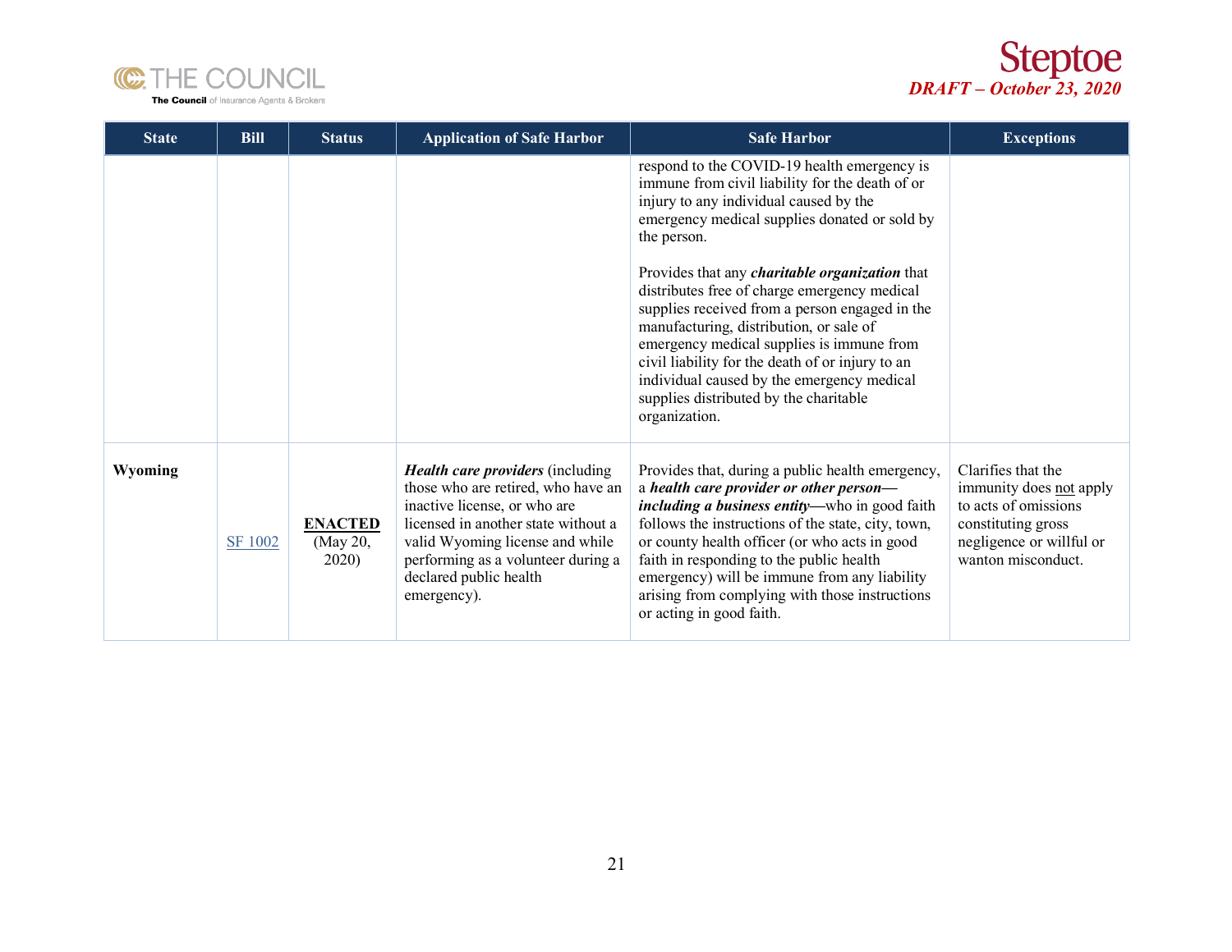| State | Bill | Status | Application of Safe Harbor | Safe Harbor | Exceptions |
|---|---|---|---|---|---|
| | | | | respond to the COVID-19 health emergency is immune from civil liability for the death of or injury to any individual caused by the emergency medical supplies donated or sold by the person.<br><br>Provides that any ***charitable organization*** that distributes free of charge emergency medical supplies received from a person engaged in the manufacturing, distribution, or sale of emergency medical supplies is immune from civil liability for the death of or injury to an individual caused by the emergency medical supplies distributed by the charitable organization. | |
| **Wyoming** | SF 1002 | **ENACTED** (May 20, 2020) | ***Health care providers*** (including those who are retired, who have an inactive license, or who are licensed in another state without a valid Wyoming license and while performing as a volunteer during a declared public health emergency). | Provides that, during a public health emergency, a ***health care provider or other person—including a business entity***—who in good faith follows the instructions of the state, city, town, or county health officer (or who acts in good faith in responding to the public health emergency) will be immune from any liability arising from complying with those instructions or acting in good faith. | Clarifies that the immunity does not apply to acts of omissions constituting gross negligence or willful or wanton misconduct. |